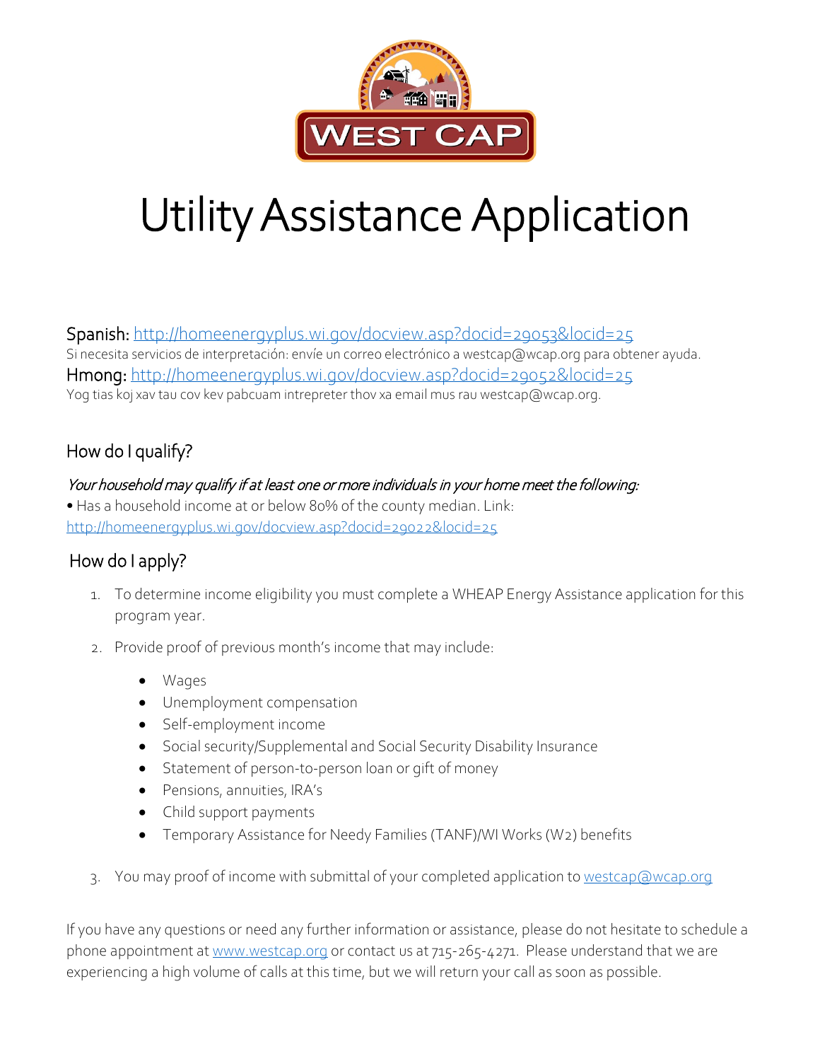WEST CAP

# Utility Assistance Application

Spanish: http://homeenergyplus.wi.gov/docview.asp?docid=29053&locid=25
Si necesita servicios de interpretación: envíe un correo electrónico a westcap@wcap.org para obtener ayuda.
Hmong: http://homeenergyplus.wi.gov/docview.asp?docid=29052&locid=25
Yog tias koj xav tau cov kev pabcuam intrepreter thov xa email mus rau westcap@wcap.org.

## How do I qualify?

*Your household may qualify if at least one or more individuals in your home meet the following:*

• Has a household income at or below 80% of the county median. Link: http://homeenergyplus.wi.gov/docview.asp?docid=29022&locid=25

## How do I apply?

1. To determine income eligibility you must complete a WHEAP Energy Assistance application for this program year.
2. Provide proof of previous month's income that may include:
   - Wages
   - Unemployment compensation
   - Self-employment income
   - Social security/Supplemental and Social Security Disability Insurance
   - Statement of person-to-person loan or gift of money
   - Pensions, annuities, IRA's
   - Child support payments
   - Temporary Assistance for Needy Families (TANF)/WI Works (W2) benefits
3. You may proof of income with submittal of your completed application to westcap@wcap.org

If you have any questions or need any further information or assistance, please do not hesitate to schedule a phone appointment at www.westcap.org or contact us at 715-265-4271. Please understand that we are experiencing a high volume of calls at this time, but we will return your call as soon as possible.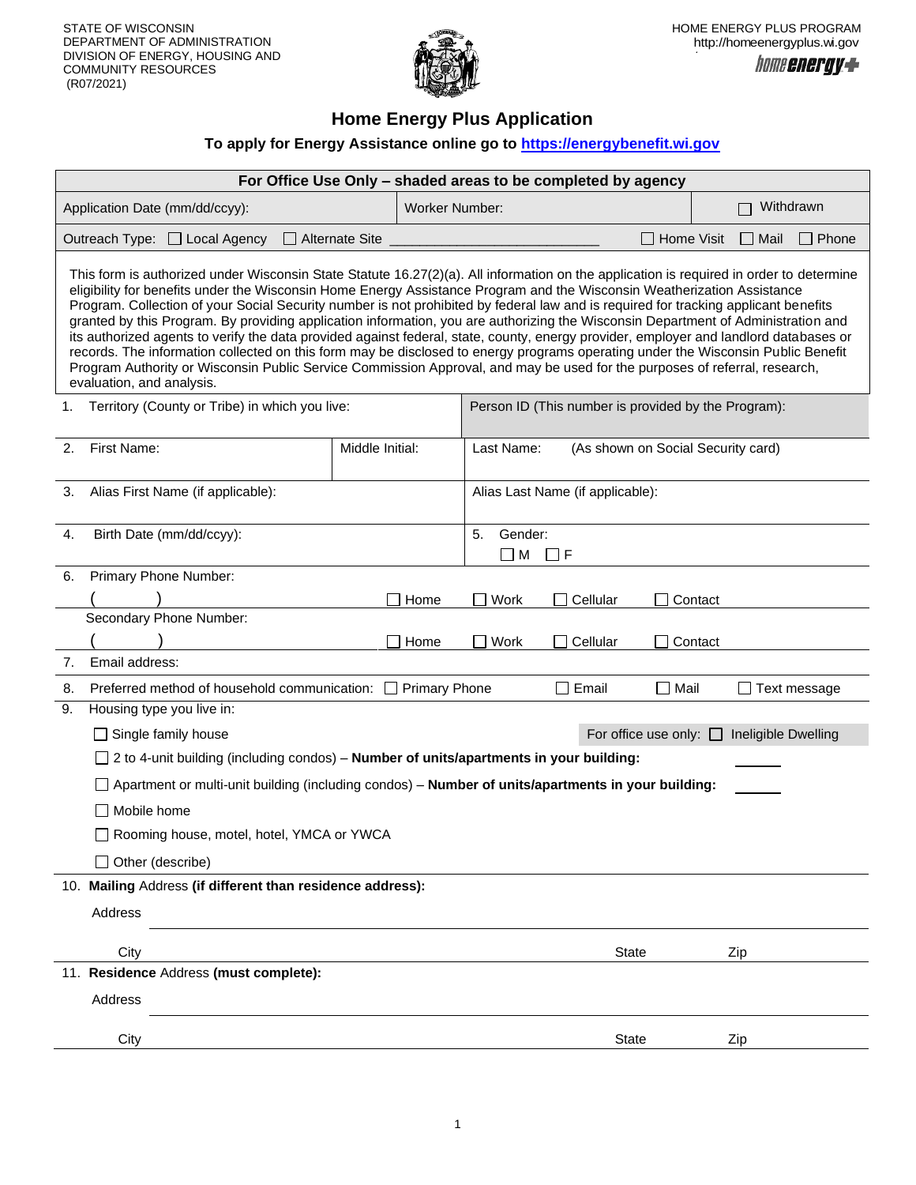STATE OF WISCONSIN
DEPARTMENT OF ADMINISTRATION
DIVISION OF ENERGY, HOUSING AND
COMMUNITY RESOURCES
(R07/2021)

HOME ENERGY PLUS PROGRAM
http://homeenergyplus.wi.gov

# Home Energy Plus Application

**To apply for Energy Assistance online go to https://energybenefit.wi.gov**

| **For Office Use Only – shaded areas to be completed by agency** | | |
|---|---|---|
| Application Date (mm/dd/ccyy): | Worker Number: | ☐ Withdrawn |
| Outreach Type: ☐ Local Agency ☐ Alternate Site ___________________________ | ☐ Home Visit ☐ Mail ☐ Phone | |

This form is authorized under Wisconsin State Statute 16.27(2)(a). All information on the application is required in order to determine eligibility for benefits under the Wisconsin Home Energy Assistance Program and the Wisconsin Weatherization Assistance Program. Collection of your Social Security number is not prohibited by federal law and is required for tracking applicant benefits granted by this Program. By providing application information, you are authorizing the Wisconsin Department of Administration and its authorized agents to verify the data provided against federal, state, county, energy provider, employer and landlord databases or records. The information collected on this form may be disclosed to energy programs operating under the Wisconsin Public Benefit Program Authority or Wisconsin Public Service Commission Approval, and may be used for the purposes of referral, research, evaluation, and analysis.

| | | |
|---|---|---|
| 1. Territory (County or Tribe) in which you live: | | Person ID (This number is provided by the Program): |
| 2. First Name: | Middle Initial: | Last Name: (As shown on Social Security card) |
| 3. Alias First Name (if applicable): | | Alias Last Name (if applicable): |
| 4. Birth Date (mm/dd/ccyy): | | 5. Gender: ☐ M ☐ F |

6. Primary Phone Number:
( ) ☐ Home ☐ Work ☐ Cellular ☐ Contact

Secondary Phone Number:
( ) ☐ Home ☐ Work ☐ Cellular ☐ Contact

7. Email address:

8. Preferred method of household communication: ☐ Primary Phone ☐ Email ☐ Mail ☐ Text message

9. Housing type you live in:

☐ Single family house — For office use only: ☐ Ineligible Dwelling

☐ 2 to 4-unit building (including condos) – **Number of units/apartments in your building:** ______

☐ Apartment or multi-unit building (including condos) – **Number of units/apartments in your building:** ______

☐ Mobile home

☐ Rooming house, motel, hotel, YMCA or YWCA

☐ Other (describe)

10. **Mailing** Address **(if different than residence address):**

Address ________________________________________

City ____________________ State ________ Zip ________

11. **Residence** Address **(must complete):**

Address ________________________________________

City ____________________ State ________ Zip ________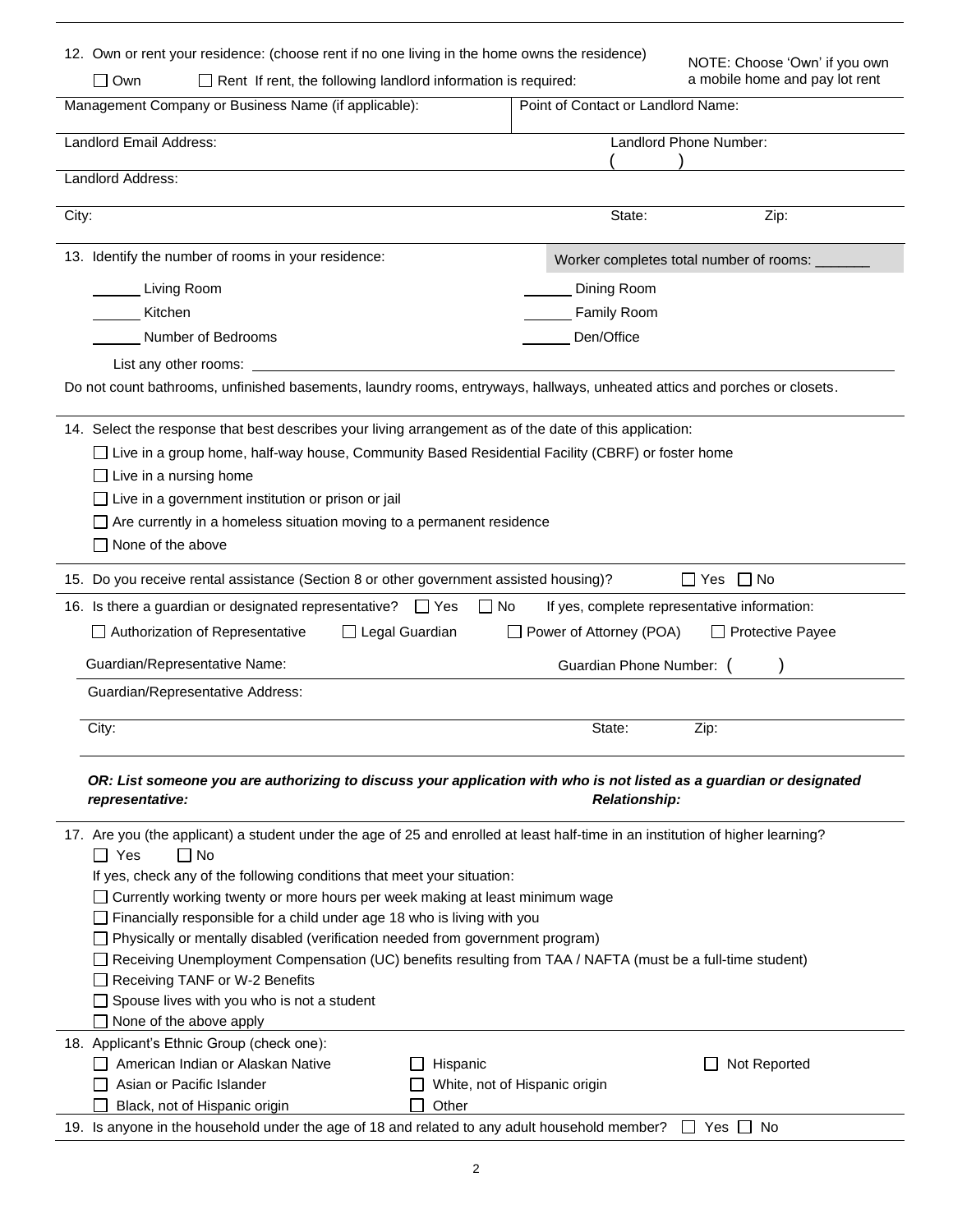12. Own or rent your residence: (choose rent if no one living in the home owns the residence)

NOTE: Choose 'Own' if you own a mobile home and pay lot rent

☐ Own ☐ Rent If rent, the following landlord information is required:

| Management Company or Business Name (if applicable): | Point of Contact or Landlord Name: |
|---|---|
| Landlord Email Address: | Landlord Phone Number: ( ) |
| Landlord Address: | |
| City: | State: Zip: |

13. Identify the number of rooms in your residence:

Worker completes total number of rooms: _______

______ Living Room ______ Dining Room

______ Kitchen ______ Family Room

______ Number of Bedrooms ______ Den/Office

List any other rooms: ____________________

Do not count bathrooms, unfinished basements, laundry rooms, entryways, hallways, unheated attics and porches or closets.

14. Select the response that best describes your living arrangement as of the date of this application:

☐ Live in a group home, half-way house, Community Based Residential Facility (CBRF) or foster home

☐ Live in a nursing home

☐ Live in a government institution or prison or jail

☐ Are currently in a homeless situation moving to a permanent residence

☐ None of the above

15. Do you receive rental assistance (Section 8 or other government assisted housing)? ☐ Yes ☐ No

16. Is there a guardian or designated representative? ☐ Yes ☐ No If yes, complete representative information:

☐ Authorization of Representative ☐ Legal Guardian ☐ Power of Attorney (POA) ☐ Protective Payee

| Guardian/Representative Name: | Guardian Phone Number: ( ) |
|---|---|
| Guardian/Representative Address: | |
| City: | State: Zip: |

***OR: List someone you are authorizing to discuss your application with who is not listed as a guardian or designated representative:*** ***Relationship:***

17. Are you (the applicant) a student under the age of 25 and enrolled at least half-time in an institution of higher learning?

☐ Yes ☐ No

If yes, check any of the following conditions that meet your situation:

☐ Currently working twenty or more hours per week making at least minimum wage

☐ Financially responsible for a child under age 18 who is living with you

☐ Physically or mentally disabled (verification needed from government program)

☐ Receiving Unemployment Compensation (UC) benefits resulting from TAA / NAFTA (must be a full-time student)

☐ Receiving TANF or W-2 Benefits

☐ Spouse lives with you who is not a student

☐ None of the above apply

18. Applicant's Ethnic Group (check one):

☐ American Indian or Alaskan Native ☐ Hispanic ☐ Not Reported

☐ Asian or Pacific Islander ☐ White, not of Hispanic origin

☐ Black, not of Hispanic origin ☐ Other

19. Is anyone in the household under the age of 18 and related to any adult household member? ☐ Yes ☐ No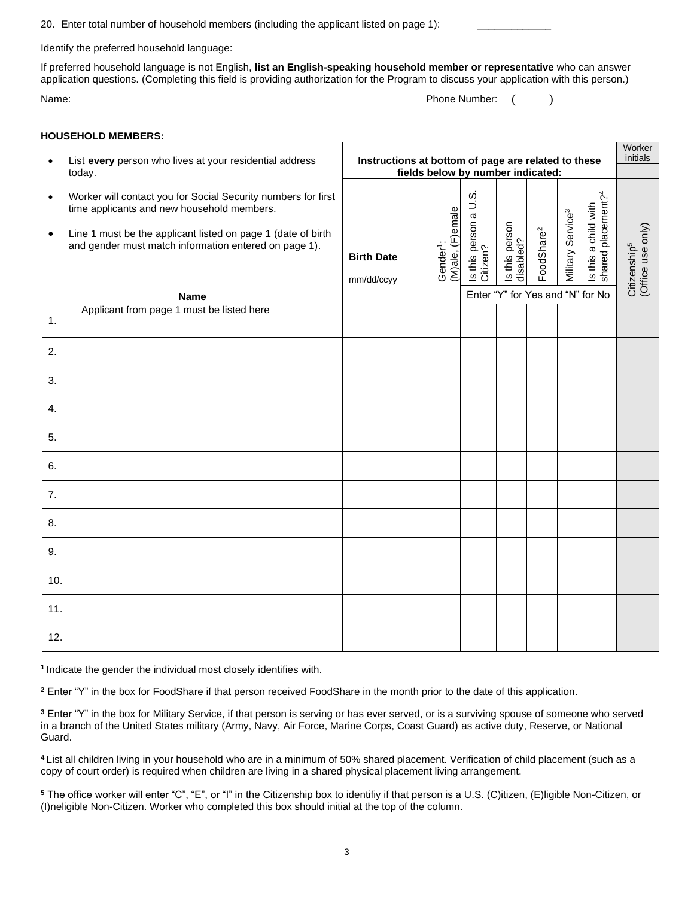20. Enter total number of household members (including the applicant listed on page 1): ____________

Identify the preferred household language: ____________________________________________

If preferred household language is not English, **list an English-speaking household member or representative** who can answer application questions. (Completing this field is providing authorization for the Program to discuss your application with this person.)

Name: ____________________________________________ Phone Number: (      ) ____________

**HOUSEHOLD MEMBERS:**

- List **every** person who lives at your residential address today.
- Worker will contact you for Social Security numbers for first time applicants and new household members.
- Line 1 must be the applicant listed on page 1 (date of birth and gender must match information entered on page 1).

**Instructions at bottom of page are related to these fields below by number indicated:**

Enter "Y" for Yes and "N" for No

| | Name | Birth Date mm/dd/ccyy | Gender[1]: (M)ale, (F)emale | Is this person a U.S. Citizen? | Is this person disabled? | FoodShare[2] | Military Service[3] | Is this a child with shared placement?[4] | Citizenship[5] (Office use only) Worker initials |
|---|---|---|---|---|---|---|---|---|---|
| 1. | Applicant from page 1 must be listed here | | | | | | | | |
| 2. | | | | | | | | | |
| 3. | | | | | | | | | |
| 4. | | | | | | | | | |
| 5. | | | | | | | | | |
| 6. | | | | | | | | | |
| 7. | | | | | | | | | |
| 8. | | | | | | | | | |
| 9. | | | | | | | | | |
| 10. | | | | | | | | | |
| 11. | | | | | | | | | |
| 12. | | | | | | | | | |

[1] Indicate the gender the individual most closely identifies with.

[2] Enter "Y" in the box for FoodShare if that person received FoodShare in the month prior to the date of this application.

[3] Enter "Y" in the box for Military Service, if that person is serving or has ever served, or is a surviving spouse of someone who served in a branch of the United States military (Army, Navy, Air Force, Marine Corps, Coast Guard) as active duty, Reserve, or National Guard.

[4] List all children living in your household who are in a minimum of 50% shared placement. Verification of child placement (such as a copy of court order) is required when children are living in a shared physical placement living arrangement.

[5] The office worker will enter "C", "E", or "I" in the Citizenship box to identifiy if that person is a U.S. (C)itizen, (E)ligible Non-Citizen, or (I)neligible Non-Citizen. Worker who completed this box should initial at the top of the column.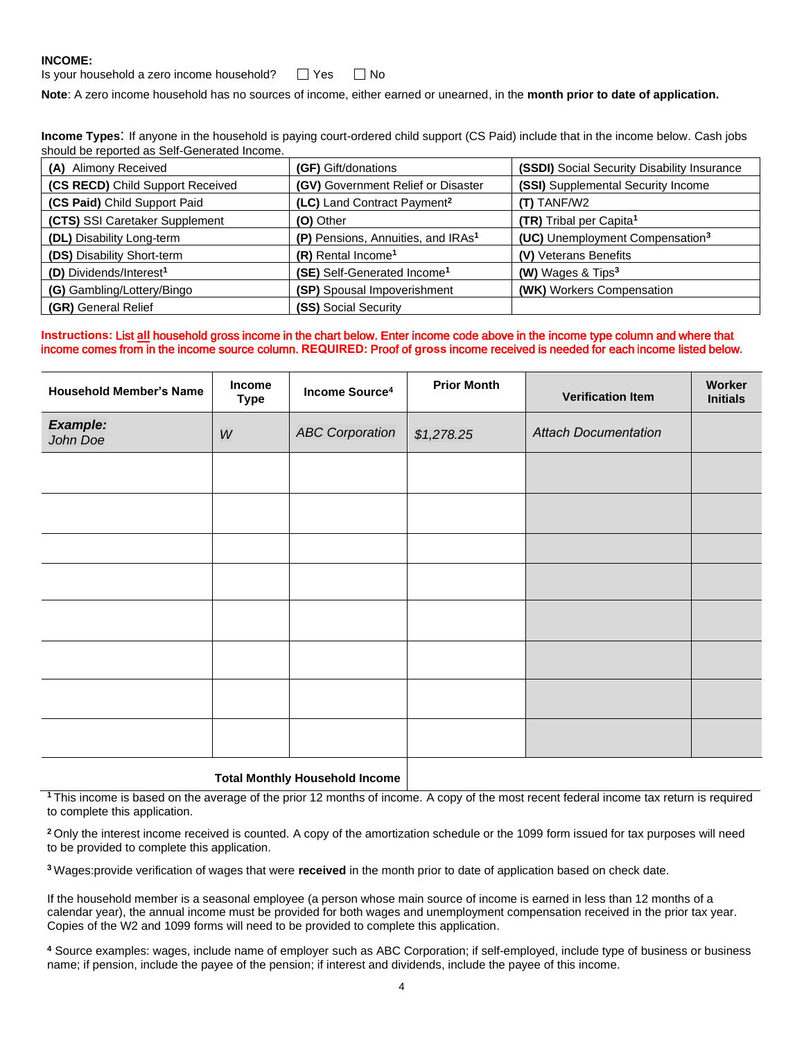**INCOME:**

Is your household a zero income household? ☐ Yes ☐ No

**Note**: A zero income household has no sources of income, either earned or unearned, in the **month prior to date of application.**

**Income Types**: If anyone in the household is paying court-ordered child support (CS Paid) include that in the income below. Cash jobs should be reported as Self-Generated Income.

| | | |
|---|---|---|
| **(A)** Alimony Received | **(GF)** Gift/donations | **(SSDI)** Social Security Disability Insurance |
| **(CS RECD)** Child Support Received | **(GV)** Government Relief or Disaster | **(SSI)** Supplemental Security Income |
| **(CS Paid)** Child Support Paid | **(LC)** Land Contract Payment[2] | **(T)** TANF/W2 |
| **(CTS)** SSI Caretaker Supplement | **(O)** Other | **(TR)** Tribal per Capita[1] |
| **(DL)** Disability Long-term | **(P)** Pensions, Annuities, and IRAs[1] | **(UC)** Unemployment Compensation[3] |
| **(DS)** Disability Short-term | **(R)** Rental Income[1] | **(V)** Veterans Benefits |
| **(D)** Dividends/Interest[1] | **(SE)** Self-Generated Income[1] | **(W)** Wages & Tips[3] |
| **(G)** Gambling/Lottery/Bingo | **(SP)** Spousal Impoverishment | **(WK)** Workers Compensation |
| **(GR)** General Relief | **(SS)** Social Security | |

**Instructions:** List **all** household gross income in the chart below. Enter income code above in the income type column and where that income comes from in the income source column. **REQUIRED:** Proof of gross income received is needed for each income listed below.

| Household Member's Name | Income Type | Income Source[4] | Prior Month | Verification Item | Worker Initials |
|---|---|---|---|---|---|
| ***Example:*** *John Doe* | *W* | *ABC Corporation* | *$1,278.25* | *Attach Documentation* | |
| | | | | | |
| | | | | | |
| | | | | | |
| | | | | | |
| | | | | | |
| | | | | | |
| | | | | | |
| | | | | | |
| **Total Monthly Household Income** | | | | | |

[1] This income is based on the average of the prior 12 months of income. A copy of the most recent federal income tax return is required to complete this application.

[2] Only the interest income received is counted. A copy of the amortization schedule or the 1099 form issued for tax purposes will need to be provided to complete this application.

[3] Wages:provide verification of wages that were **received** in the month prior to date of application based on check date.

If the household member is a seasonal employee (a person whose main source of income is earned in less than 12 months of a calendar year), the annual income must be provided for both wages and unemployment compensation received in the prior tax year. Copies of the W2 and 1099 forms will need to be provided to complete this application.

[4] Source examples: wages, include name of employer such as ABC Corporation; if self-employed, include type of business or business name; if pension, include the payee of the pension; if interest and dividends, include the payee of this income.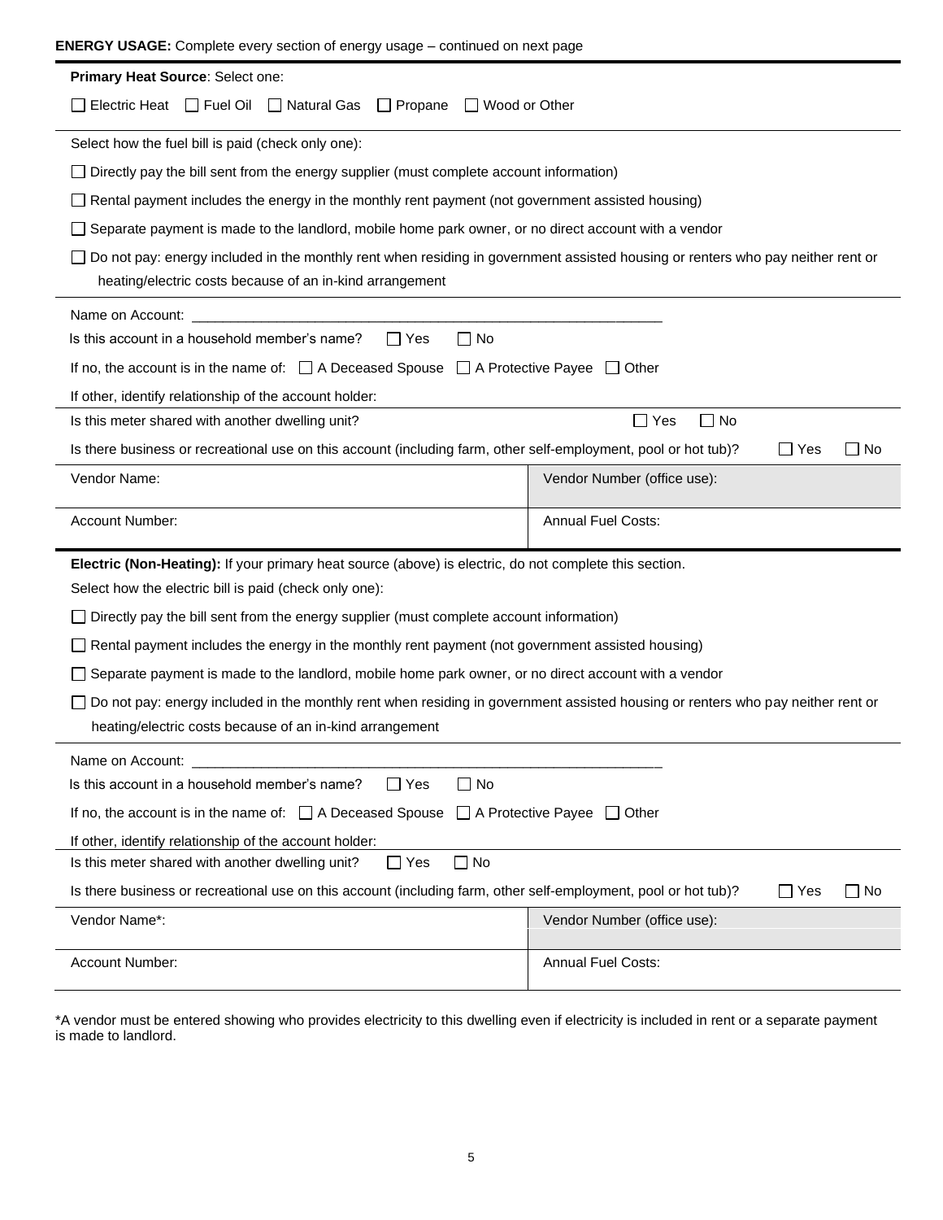**ENERGY USAGE:** Complete every section of energy usage – continued on next page

**Primary Heat Source**: Select one:

☐ Electric Heat ☐ Fuel Oil ☐ Natural Gas ☐ Propane ☐ Wood or Other

Select how the fuel bill is paid (check only one):

☐ Directly pay the bill sent from the energy supplier (must complete account information)

☐ Rental payment includes the energy in the monthly rent payment (not government assisted housing)

☐ Separate payment is made to the landlord, mobile home park owner, or no direct account with a vendor

☐ Do not pay: energy included in the monthly rent when residing in government assisted housing or renters who pay neither rent or heating/electric costs because of an in-kind arrangement

Name on Account: ________________________________________________________________

Is this account in a household member's name? ☐ Yes ☐ No

If no, the account is in the name of: ☐ A Deceased Spouse ☐ A Protective Payee ☐ Other

If other, identify relationship of the account holder:

Is this meter shared with another dwelling unit? ☐ Yes ☐ No

Is there business or recreational use on this account (including farm, other self-employment, pool or hot tub)? ☐ Yes ☐ No

| Vendor Name: | Vendor Number (office use): |
|---|---|
| Account Number: | Annual Fuel Costs: |

**Electric (Non-Heating):** If your primary heat source (above) is electric, do not complete this section.

Select how the electric bill is paid (check only one):

☐ Directly pay the bill sent from the energy supplier (must complete account information)

☐ Rental payment includes the energy in the monthly rent payment (not government assisted housing)

☐ Separate payment is made to the landlord, mobile home park owner, or no direct account with a vendor

☐ Do not pay: energy included in the monthly rent when residing in government assisted housing or renters who pay neither rent or heating/electric costs because of an in-kind arrangement

Name on Account: ________________________________________________________________

Is this account in a household member's name? ☐ Yes ☐ No

If no, the account is in the name of: ☐ A Deceased Spouse ☐ A Protective Payee ☐ Other

If other, identify relationship of the account holder:

Is this meter shared with another dwelling unit? ☐ Yes ☐ No

Is there business or recreational use on this account (including farm, other self-employment, pool or hot tub)? ☐ Yes ☐ No

| Vendor Name*: | Vendor Number (office use): |
|---|---|
| Account Number: | Annual Fuel Costs: |

*A vendor must be entered showing who provides electricity to this dwelling even if electricity is included in rent or a separate payment is made to landlord.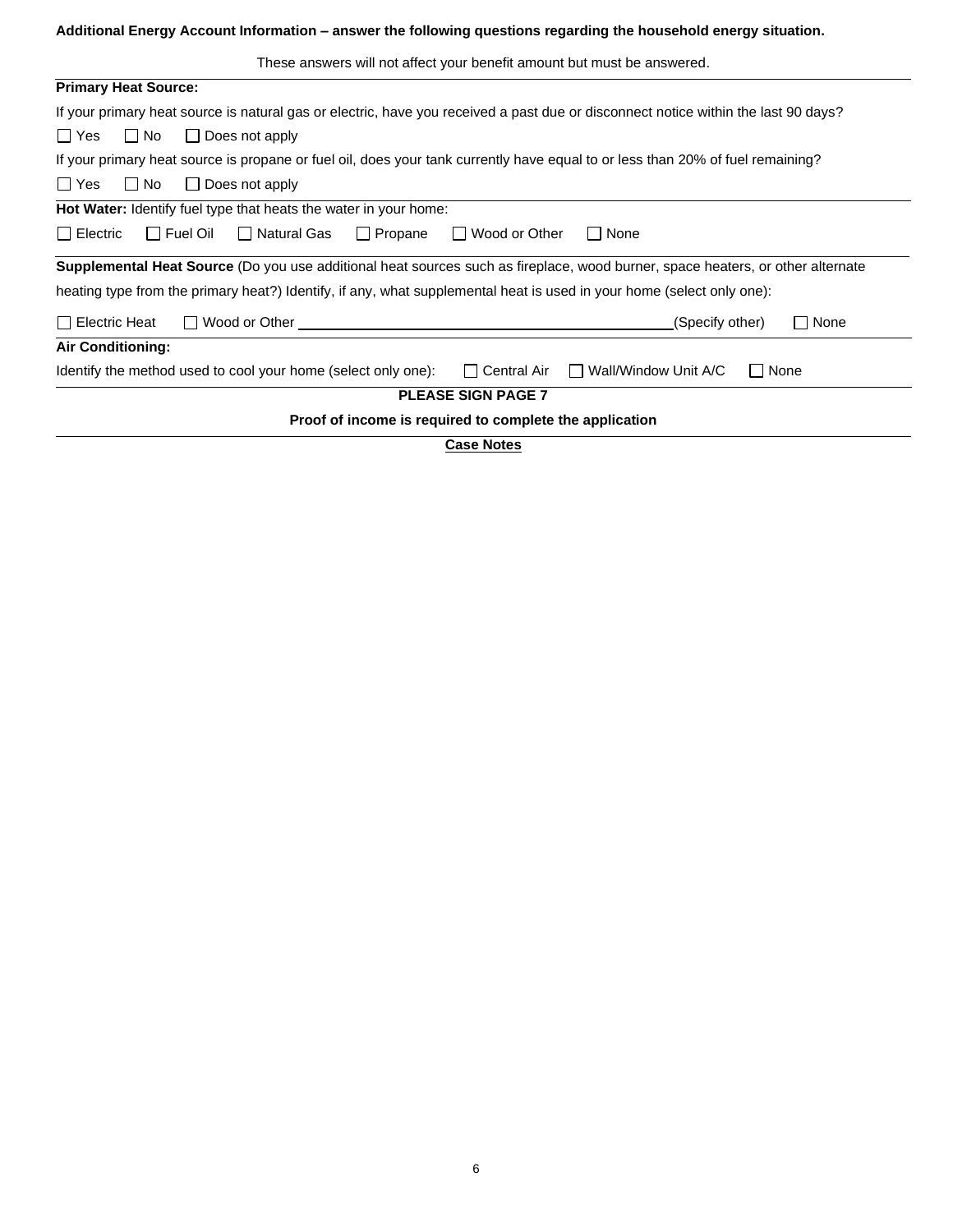**Additional Energy Account Information – answer the following questions regarding the household energy situation.**

These answers will not affect your benefit amount but must be answered.

**Primary Heat Source:**

If your primary heat source is natural gas or electric, have you received a past due or disconnect notice within the last 90 days?

☐ Yes ☐ No ☐ Does not apply

If your primary heat source is propane or fuel oil, does your tank currently have equal to or less than 20% of fuel remaining?

☐ Yes ☐ No ☐ Does not apply

**Hot Water:** Identify fuel type that heats the water in your home:

☐ Electric ☐ Fuel Oil ☐ Natural Gas ☐ Propane ☐ Wood or Other ☐ None

**Supplemental Heat Source** (Do you use additional heat sources such as fireplace, wood burner, space heaters, or other alternate heating type from the primary heat?) Identify, if any, what supplemental heat is used in your home (select only one):

☐ Electric Heat ☐ Wood or Other ______________________________________________(Specify other) ☐ None

**Air Conditioning:**

Identify the method used to cool your home (select only one): ☐ Central Air ☐ Wall/Window Unit A/C ☐ None

**PLEASE SIGN PAGE 7**

**Proof of income is required to complete the application**

**Case Notes**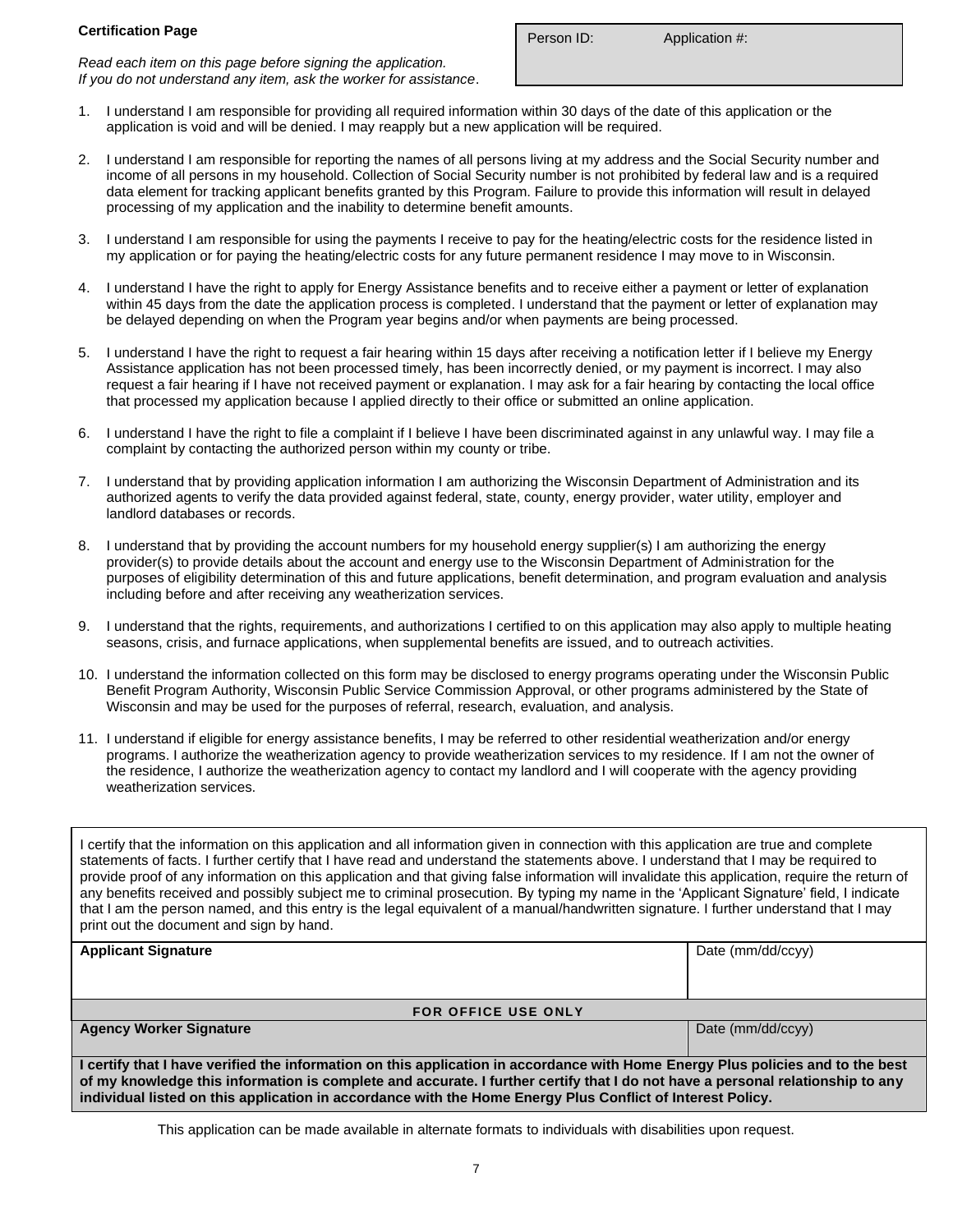**Certification Page**

*Read each item on this page before signing the application.*
*If you do not understand any item, ask the worker for assistance*.

| Person ID: | Application #: |
|---|---|
| | |

1. I understand I am responsible for providing all required information within 30 days of the date of this application or the application is void and will be denied. I may reapply but a new application will be required.
2. I understand I am responsible for reporting the names of all persons living at my address and the Social Security number and income of all persons in my household. Collection of Social Security number is not prohibited by federal law and is a required data element for tracking applicant benefits granted by this Program. Failure to provide this information will result in delayed processing of my application and the inability to determine benefit amounts.
3. I understand I am responsible for using the payments I receive to pay for the heating/electric costs for the residence listed in my application or for paying the heating/electric costs for any future permanent residence I may move to in Wisconsin.
4. I understand I have the right to apply for Energy Assistance benefits and to receive either a payment or letter of explanation within 45 days from the date the application process is completed. I understand that the payment or letter of explanation may be delayed depending on when the Program year begins and/or when payments are being processed.
5. I understand I have the right to request a fair hearing within 15 days after receiving a notification letter if I believe my Energy Assistance application has not been processed timely, has been incorrectly denied, or my payment is incorrect. I may also request a fair hearing if I have not received payment or explanation. I may ask for a fair hearing by contacting the local office that processed my application because I applied directly to their office or submitted an online application.
6. I understand I have the right to file a complaint if I believe I have been discriminated against in any unlawful way. I may file a complaint by contacting the authorized person within my county or tribe.
7. I understand that by providing application information I am authorizing the Wisconsin Department of Administration and its authorized agents to verify the data provided against federal, state, county, energy provider, water utility, employer and landlord databases or records.
8. I understand that by providing the account numbers for my household energy supplier(s) I am authorizing the energy provider(s) to provide details about the account and energy use to the Wisconsin Department of Administration for the purposes of eligibility determination of this and future applications, benefit determination, and program evaluation and analysis including before and after receiving any weatherization services.
9. I understand that the rights, requirements, and authorizations I certified to on this application may also apply to multiple heating seasons, crisis, and furnace applications, when supplemental benefits are issued, and to outreach activities.
10. I understand the information collected on this form may be disclosed to energy programs operating under the Wisconsin Public Benefit Program Authority, Wisconsin Public Service Commission Approval, or other programs administered by the State of Wisconsin and may be used for the purposes of referral, research, evaluation, and analysis.
11. I understand if eligible for energy assistance benefits, I may be referred to other residential weatherization and/or energy programs. I authorize the weatherization agency to provide weatherization services to my residence. If I am not the owner of the residence, I authorize the weatherization agency to contact my landlord and I will cooperate with the agency providing weatherization services.

I certify that the information on this application and all information given in connection with this application are true and complete statements of facts. I further certify that I have read and understand the statements above. I understand that I may be required to provide proof of any information on this application and that giving false information will invalidate this application, require the return of any benefits received and possibly subject me to criminal prosecution. By typing my name in the 'Applicant Signature' field, I indicate that I am the person named, and this entry is the legal equivalent of a manual/handwritten signature. I further understand that I may print out the document and sign by hand.

| **Applicant Signature** | Date (mm/dd/ccyy) |
|---|---|
| | |
| **FOR OFFICE USE ONLY** | |
| **Agency Worker Signature** | Date (mm/dd/ccyy) |
| | |

**I certify that I have verified the information on this application in accordance with Home Energy Plus policies and to the best of my knowledge this information is complete and accurate. I further certify that I do not have a personal relationship to any individual listed on this application in accordance with the Home Energy Plus Conflict of Interest Policy.**

This application can be made available in alternate formats to individuals with disabilities upon request.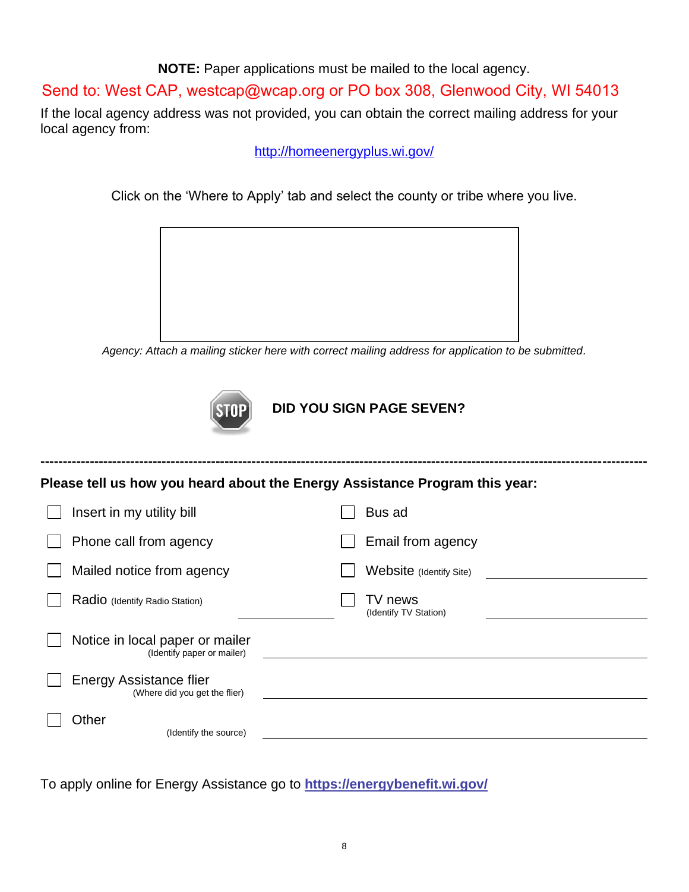**NOTE:** Paper applications must be mailed to the local agency.

Send to: West CAP, westcap@wcap.org or PO box 308, Glenwood City, WI 54013

If the local agency address was not provided, you can obtain the correct mailing address for your local agency from:

http://homeenergyplus.wi.gov/

Click on the 'Where to Apply' tab and select the county or tribe where you live.

*Agency: Attach a mailing sticker here with correct mailing address for application to be submitted.*

STOP **DID YOU SIGN PAGE SEVEN?**

---

**Please tell us how you heard about the Energy Assistance Program this year:**

- ☐ Insert in my utility bill
- ☐ Bus ad
- ☐ Phone call from agency
- ☐ Email from agency
- ☐ Mailed notice from agency
- ☐ Website (Identify Site) ____________________
- ☐ Radio (Identify Radio Station) ____________________
- ☐ TV news (Identify TV Station) ____________________
- ☐ Notice in local paper or mailer (Identify paper or mailer) ____________________
- ☐ Energy Assistance flier (Where did you get the flier) ____________________
- ☐ Other (Identify the source) ____________________

To apply online for Energy Assistance go to **https://energybenefit.wi.gov/**